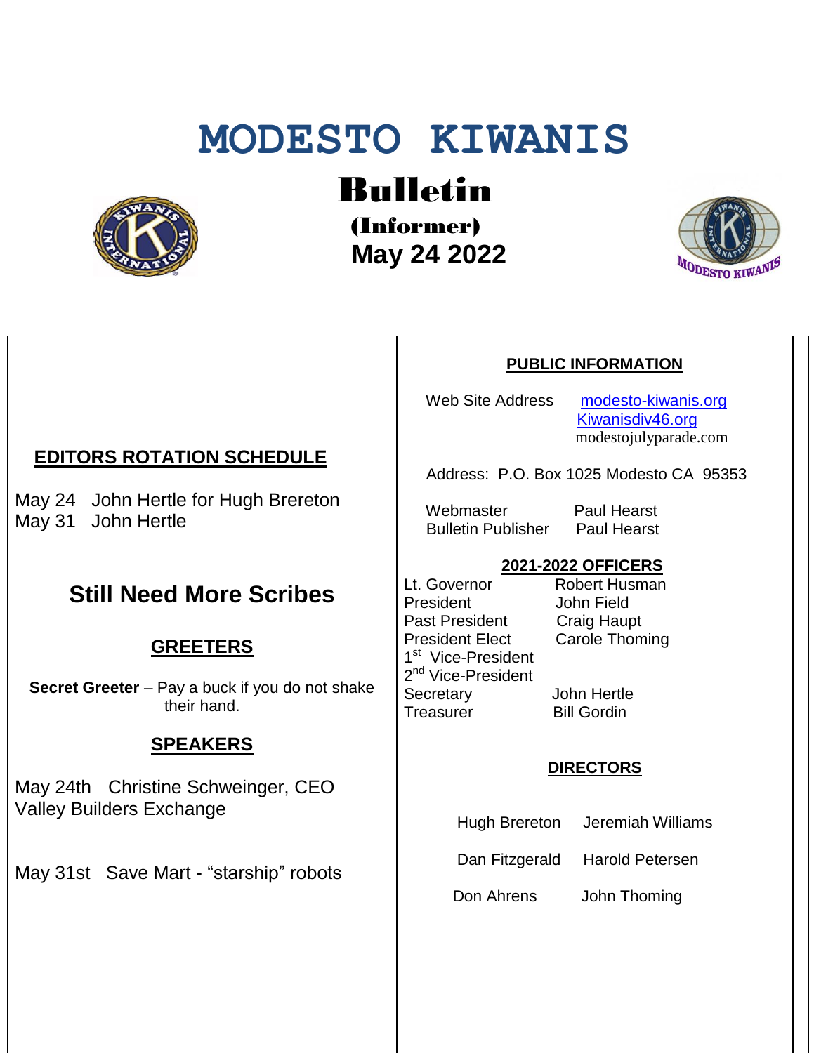# MODESTO KIWANIS

## Bulletin

**(Informer)**

**May 24 2022**

## EDITORS ROTATION SCHEDULE

May 24 John Hertle for Hugh Brereton
May 31 John Hertle

## Still Need More Scribes

### GREETERS

**Secret Greeter** – Pay a buck if you do not shake their hand.

### SPEAKERS

May 24th Christine Schweinger, CEO Valley Builders Exchange

May 31st Save Mart - "starship" robots

### PUBLIC INFORMATION

Web Site Address modesto-kiwanis.org
Kiwanisdiv46.org
modestojulyparade.com

Address: P.O. Box 1025 Modesto CA 95353

Webmaster Paul Hearst
Bulletin Publisher Paul Hearst

### 2021-2022 OFFICERS

| | |
|---|---|
| Lt. Governor | Robert Husman |
| President | John Field |
| Past President | Craig Haupt |
| President Elect | Carole Thoming |
| 1st Vice-President | |
| 2nd Vice-President | |
| Secretary | John Hertle |
| Treasurer | Bill Gordin |

### DIRECTORS

| | |
|---|---|
| Hugh Brereton | Jeremiah Williams |
| Dan Fitzgerald | Harold Petersen |
| Don Ahrens | John Thoming |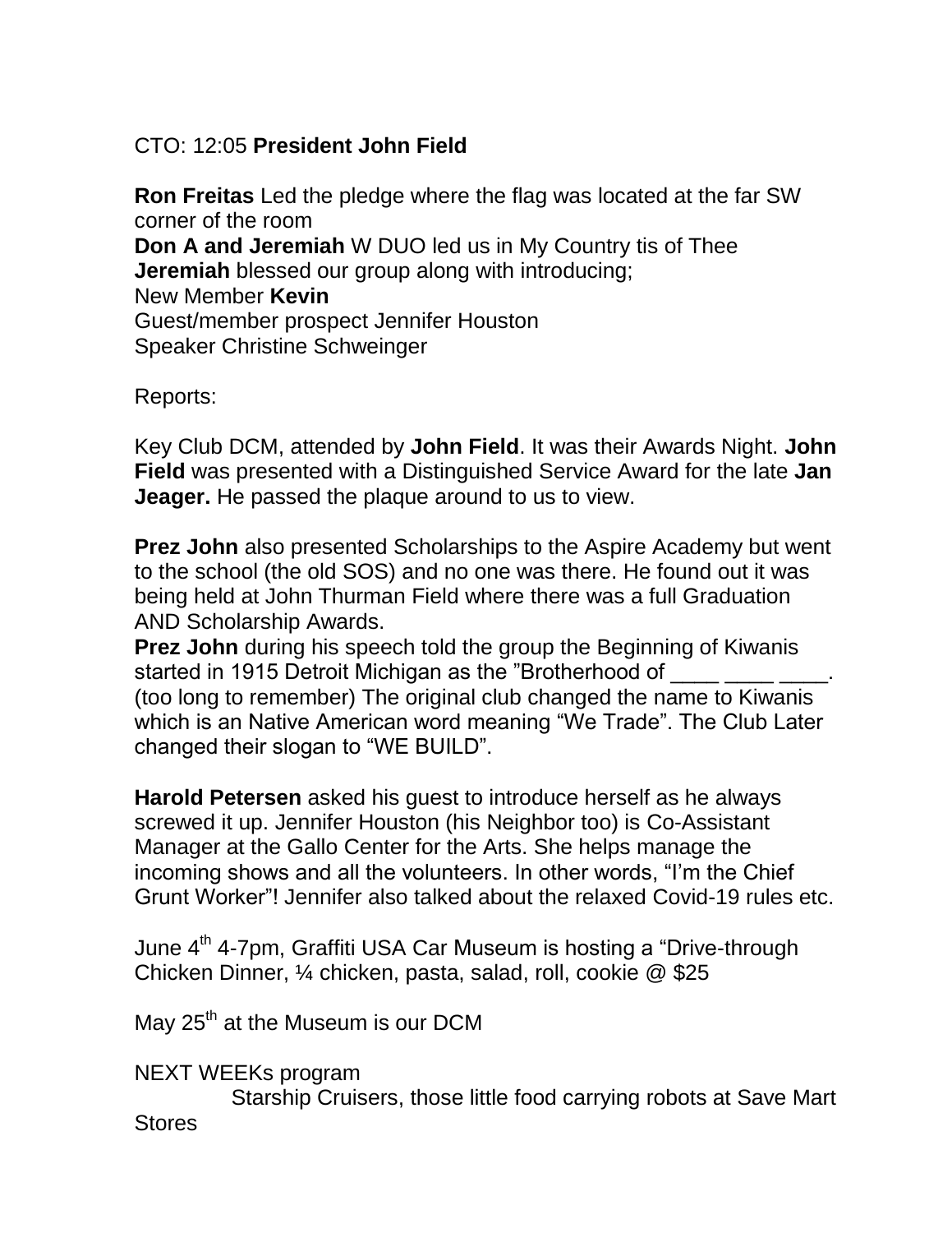CTO: 12:05 **President John Field**

**Ron Freitas** Led the pledge where the flag was located at the far SW corner of the room
**Don A and Jeremiah** W DUO led us in My Country tis of Thee
**Jeremiah** blessed our group along with introducing;
New Member **Kevin**
Guest/member prospect Jennifer Houston
Speaker Christine Schweinger

Reports:

Key Club DCM, attended by **John Field**. It was their Awards Night. **John Field** was presented with a Distinguished Service Award for the late **Jan Jeager.** He passed the plaque around to us to view.

**Prez John** also presented Scholarships to the Aspire Academy but went to the school (the old SOS) and no one was there. He found out it was being held at John Thurman Field where there was a full Graduation AND Scholarship Awards.
**Prez John** during his speech told the group the Beginning of Kiwanis started in 1915 Detroit Michigan as the "Brotherhood of ____ ____ ____. (too long to remember) The original club changed the name to Kiwanis which is an Native American word meaning "We Trade". The Club Later changed their slogan to "WE BUILD".

**Harold Petersen** asked his guest to introduce herself as he always screwed it up. Jennifer Houston (his Neighbor too) is Co-Assistant Manager at the Gallo Center for the Arts. She helps manage the incoming shows and all the volunteers. In other words, "I'm the Chief Grunt Worker"! Jennifer also talked about the relaxed Covid-19 rules etc.

June 4th 4-7pm, Graffiti USA Car Museum is hosting a "Drive-through Chicken Dinner, ¼ chicken, pasta, salad, roll, cookie @ $25

May 25th at the Museum is our DCM

NEXT WEEKs program
Starship Cruisers, those little food carrying robots at Save Mart Stores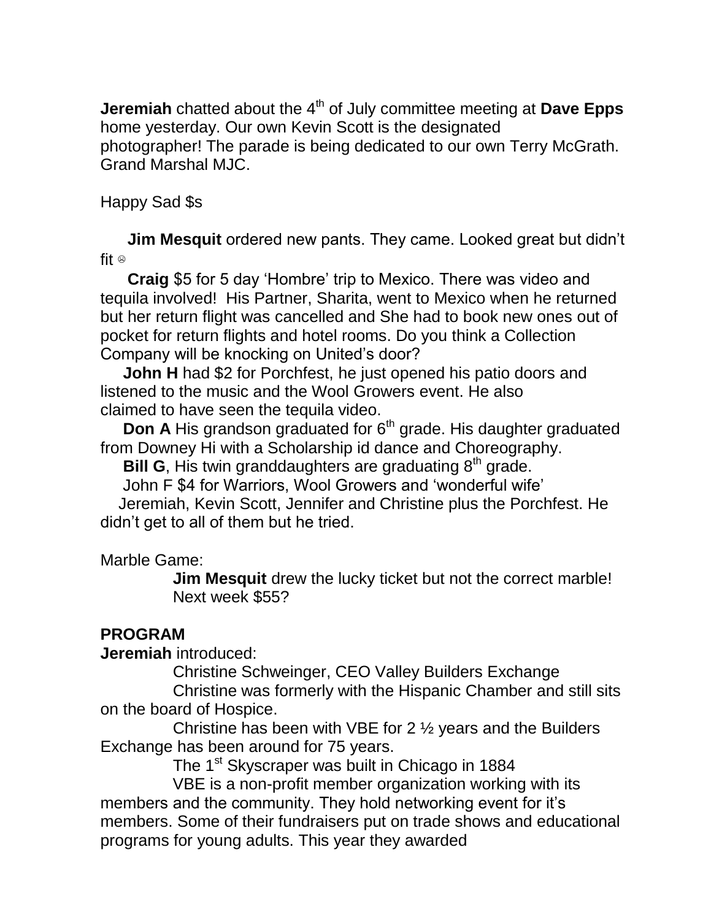**Jeremiah** chatted about the 4th of July committee meeting at **Dave Epps** home yesterday. Our own Kevin Scott is the designated photographer! The parade is being dedicated to our own Terry McGrath. Grand Marshal MJC.

Happy Sad $s

**Jim Mesquit** ordered new pants. They came. Looked great but didn't fit ☹

**Craig** $5 for 5 day 'Hombre' trip to Mexico. There was video and tequila involved! His Partner, Sharita, went to Mexico when he returned but her return flight was cancelled and She had to book new ones out of pocket for return flights and hotel rooms. Do you think a Collection Company will be knocking on United's door?

**John H** had $2 for Porchfest, he just opened his patio doors and listened to the music and the Wool Growers event. He also claimed to have seen the tequila video.

**Don A** His grandson graduated for 6th grade. His daughter graduated from Downey Hi with a Scholarship id dance and Choreography.

**Bill G**, His twin granddaughters are graduating 8th grade.

John F $4 for Warriors, Wool Growers and 'wonderful wife'

Jeremiah, Kevin Scott, Jennifer and Christine plus the Porchfest. He didn't get to all of them but he tried.

Marble Game:

**Jim Mesquit** drew the lucky ticket but not the correct marble! Next week $55?

**PROGRAM**

**Jeremiah** introduced:

Christine Schweinger, CEO Valley Builders Exchange

Christine was formerly with the Hispanic Chamber and still sits on the board of Hospice.

Christine has been with VBE for 2 ½ years and the Builders Exchange has been around for 75 years.

The 1st Skyscraper was built in Chicago in 1884

VBE is a non-profit member organization working with its members and the community. They hold networking event for it's members. Some of their fundraisers put on trade shows and educational programs for young adults. This year they awarded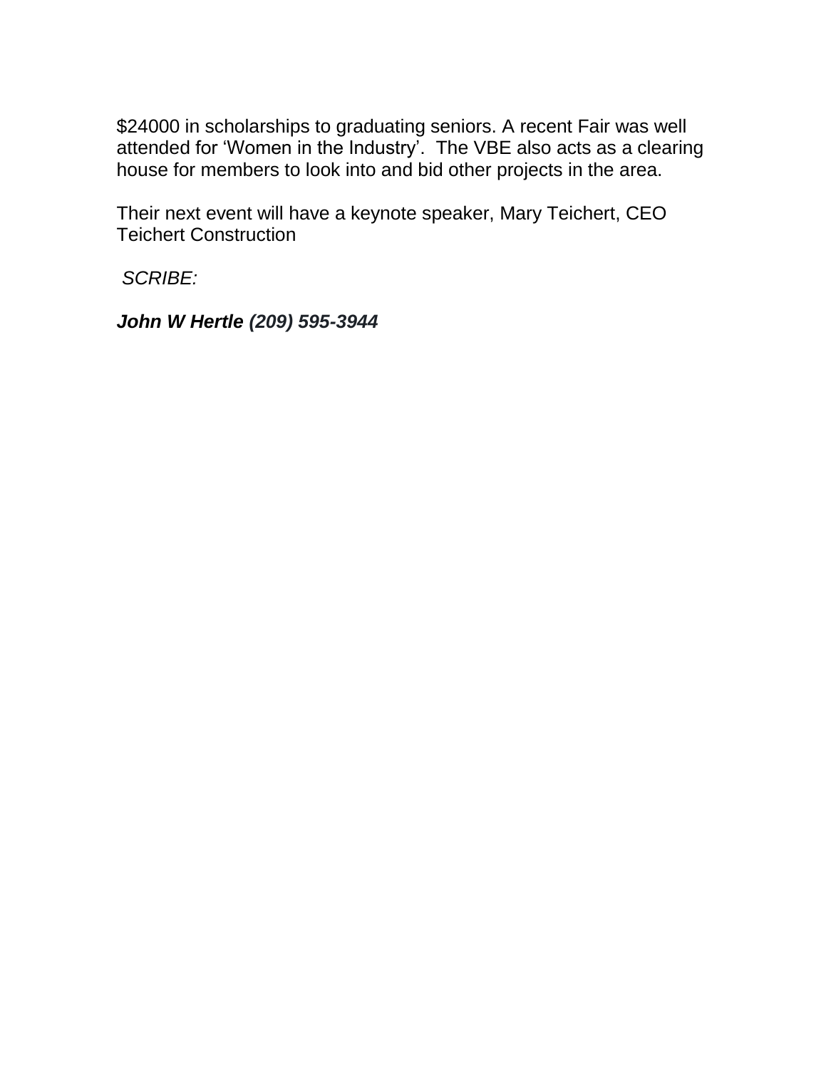$24000 in scholarships to graduating seniors. A recent Fair was well attended for 'Women in the Industry'. The VBE also acts as a clearing house for members to look into and bid other projects in the area.

Their next event will have a keynote speaker, Mary Teichert, CEO Teichert Construction

*SCRIBE:*

***John W Hertle (209) 595-3944***